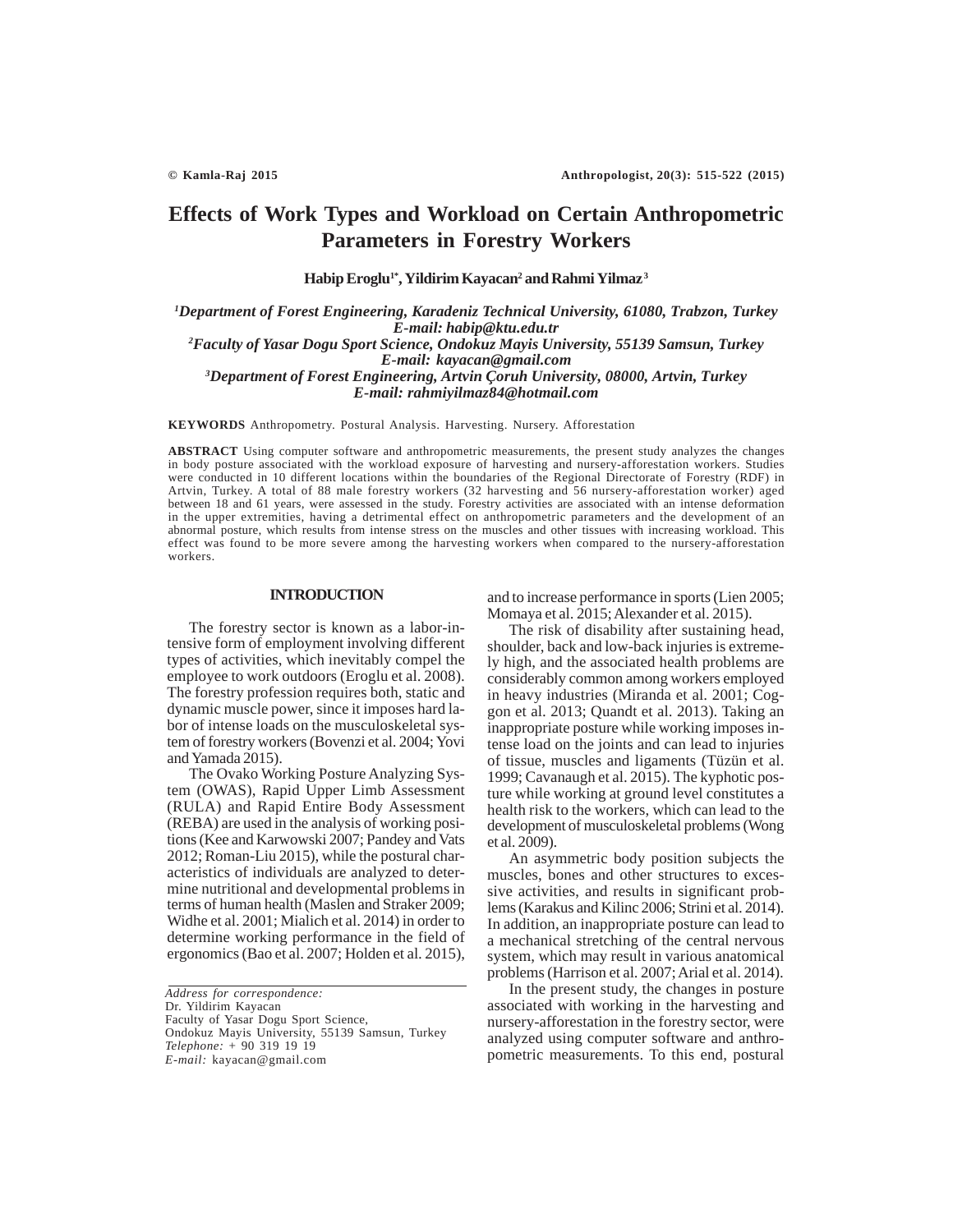# Effects of Work Types and Workload on Certain Anthropometric Parameters in Forestry Workers

**Habip Eroglu[1*], Yildirim Kayacan[2] and Rahmi Yilmaz[3]**

*[1]Department of Forest Engineering, Karadeniz Technical University, 61080, Trabzon, Turkey*
*E-mail: habip@ktu.edu.tr*
*[2]Faculty of Yasar Dogu Sport Science, Ondokuz Mayis University, 55139 Samsun, Turkey*
*E-mail: kayacan@gmail.com*
*[3]Department of Forest Engineering, Artvin Çoruh University, 08000, Artvin, Turkey*
*E-mail: rahmiyilmaz84@hotmail.com*

**KEYWORDS** Anthropometry. Postural Analysis. Harvesting. Nursery. Afforestation

**ABSTRACT** Using computer software and anthropometric measurements, the present study analyzes the changes in body posture associated with the workload exposure of harvesting and nursery-afforestation workers. Studies were conducted in 10 different locations within the boundaries of the Regional Directorate of Forestry (RDF) in Artvin, Turkey. A total of 88 male forestry workers (32 harvesting and 56 nursery-afforestation worker) aged between 18 and 61 years, were assessed in the study. Forestry activities are associated with an intense deformation in the upper extremities, having a detrimental effect on anthropometric parameters and the development of an abnormal posture, which results from intense stress on the muscles and other tissues with increasing workload. This effect was found to be more severe among the harvesting workers when compared to the nursery-afforestation workers.

## INTRODUCTION

The forestry sector is known as a labor-intensive form of employment involving different types of activities, which inevitably compel the employee to work outdoors (Eroglu et al. 2008). The forestry profession requires both, static and dynamic muscle power, since it imposes hard labor of intense loads on the musculoskeletal system of forestry workers (Bovenzi et al. 2004; Yovi and Yamada 2015).

The Ovako Working Posture Analyzing System (OWAS), Rapid Upper Limb Assessment (RULA) and Rapid Entire Body Assessment (REBA) are used in the analysis of working positions (Kee and Karwowski 2007; Pandey and Vats 2012; Roman-Liu 2015), while the postural characteristics of individuals are analyzed to determine nutritional and developmental problems in terms of human health (Maslen and Straker 2009; Widhe et al. 2001; Mialich et al. 2014) in order to determine working performance in the field of ergonomics (Bao et al. 2007; Holden et al. 2015), and to increase performance in sports (Lien 2005; Momaya et al. 2015; Alexander et al. 2015).

The risk of disability after sustaining head, shoulder, back and low-back injuries is extremely high, and the associated health problems are considerably common among workers employed in heavy industries (Miranda et al. 2001; Coggon et al. 2013; Quandt et al. 2013). Taking an inappropriate posture while working imposes intense load on the joints and can lead to injuries of tissue, muscles and ligaments (Tüzün et al. 1999; Cavanaugh et al. 2015). The kyphotic posture while working at ground level constitutes a health risk to the workers, which can lead to the development of musculoskeletal problems (Wong et al. 2009).

An asymmetric body position subjects the muscles, bones and other structures to excessive activities, and results in significant problems (Karakus and Kilinc 2006; Strini et al. 2014). In addition, an inappropriate posture can lead to a mechanical stretching of the central nervous system, which may result in various anatomical problems (Harrison et al. 2007; Arial et al. 2014).

In the present study, the changes in posture associated with working in the harvesting and nursery-afforestation in the forestry sector, were analyzed using computer software and anthropometric measurements. To this end, postural

*Address for correspondence:*
Dr. Yildirim Kayacan
Faculty of Yasar Dogu Sport Science,
Ondokuz Mayis University, 55139 Samsun, Turkey
*Telephone:* + 90 319 19 19
*E-mail:* kayacan@gmail.com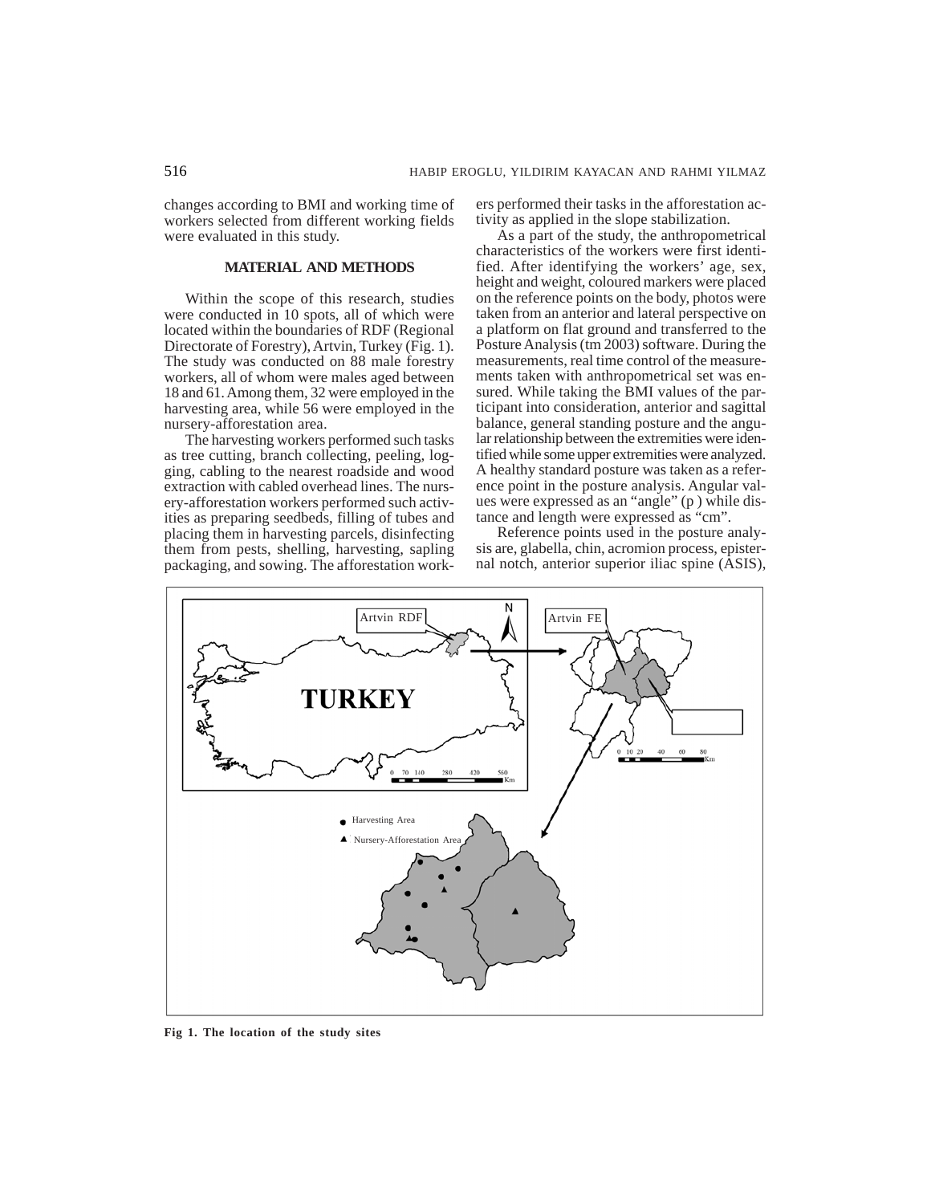changes according to BMI and working time of workers selected from different working fields were evaluated in this study.

## MATERIAL AND METHODS

Within the scope of this research, studies were conducted in 10 spots, all of which were located within the boundaries of RDF (Regional Directorate of Forestry), Artvin, Turkey (Fig. 1). The study was conducted on 88 male forestry workers, all of whom were males aged between 18 and 61. Among them, 32 were employed in the harvesting area, while 56 were employed in the nursery-afforestation area.

The harvesting workers performed such tasks as tree cutting, branch collecting, peeling, logging, cabling to the nearest roadside and wood extraction with cabled overhead lines. The nursery-afforestation workers performed such activities as preparing seedbeds, filling of tubes and placing them in harvesting parcels, disinfecting them from pests, shelling, harvesting, sapling packaging, and sowing. The afforestation workers performed their tasks in the afforestation activity as applied in the slope stabilization.

As a part of the study, the anthropometrical characteristics of the workers were first identified. After identifying the workers' age, sex, height and weight, coloured markers were placed on the reference points on the body, photos were taken from an anterior and lateral perspective on a platform on flat ground and transferred to the Posture Analysis (tm 2003) software. During the measurements, real time control of the measurements taken with anthropometrical set was ensured. While taking the BMI values of the participant into consideration, anterior and sagittal balance, general standing posture and the angular relationship between the extremities were identified while some upper extremities were analyzed. A healthy standard posture was taken as a reference point in the posture analysis. Angular values were expressed as an "angle" (p ) while distance and length were expressed as "cm".

Reference points used in the posture analysis are, glabella, chin, acromion process, episternal notch, anterior superior iliac spine (ASIS),

**Fig 1. The location of the study sites**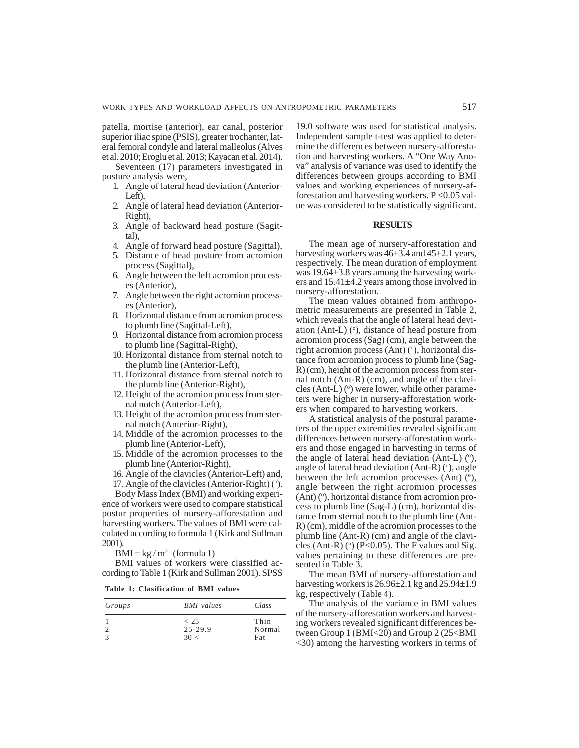patella, mortise (anterior), ear canal, posterior superior iliac spine (PSIS), greater trochanter, lateral femoral condyle and lateral malleolus (Alves et al. 2010; Eroglu et al. 2013; Kayacan et al. 2014).

Seventeen (17) parameters investigated in posture analysis were,

1. Angle of lateral head deviation (Anterior-Left),
2. Angle of lateral head deviation (Anterior-Right),
3. Angle of backward head posture (Sagittal),
4. Angle of forward head posture (Sagittal),
5. Distance of head posture from acromion process (Sagittal),
6. Angle between the left acromion processes (Anterior),
7. Angle between the right acromion processes (Anterior),
8. Horizontal distance from acromion process to plumb line (Sagittal-Left),
9. Horizontal distance from acromion process to plumb line (Sagittal-Right),
10. Horizontal distance from sternal notch to the plumb line (Anterior-Left),
11. Horizontal distance from sternal notch to the plumb line (Anterior-Right),
12. Height of the acromion process from sternal notch (Anterior-Left),
13. Height of the acromion process from sternal notch (Anterior-Right),
14. Middle of the acromion processes to the plumb line (Anterior-Left),
15. Middle of the acromion processes to the plumb line (Anterior-Right),
16. Angle of the clavicles (Anterior-Left) and,
17. Angle of the clavicles (Anterior-Right) (°).

Body Mass Index (BMI) and working experience of workers were used to compare statistical postur properties of nursery-afforestation and harvesting workers. The values of BMI were calculated according to formula 1 (Kirk and Sullman 2001).

$BMI = kg / m^2$ (formula 1)

BMI values of workers were classified according to Table 1 (Kirk and Sullman 2001). SPSS 19.0 software was used for statistical analysis. Independent sample t-test was applied to determine the differences between nursery-afforestation and harvesting workers. A "One Way Anova" analysis of variance was used to identify the differences between groups according to BMI values and working experiences of nursery-afforestation and harvesting workers. $P < 0.05$ value was considered to be statistically significant.

**Table 1: Clasification of BMI values**

| Groups | BMI values | Class |
|---|---|---|
| 1 | < 25 | Thin |
| 2 | 25-29.9 | Normal |
| 3 | 30 < | Fat |

## RESULTS

The mean age of nursery-afforestation and harvesting workers was 46±3.4 and 45±2.1 years, respectively. The mean duration of employment was 19.64±3.8 years among the harvesting workers and 15.41±4.2 years among those involved in nursery-afforestation.

The mean values obtained from anthropometric measurements are presented in Table 2, which reveals that the angle of lateral head deviation (Ant-L) (°), distance of head posture from acromion process (Sag) (cm), angle between the right acromion process (Ant) (°), horizontal distance from acromion process to plumb line (Sag-R) (cm), height of the acromion process from sternal notch (Ant-R) (cm), and angle of the clavicles (Ant-L) (°) were lower, while other parameters were higher in nursery-afforestation workers when compared to harvesting workers.

A statistical analysis of the postural parameters of the upper extremities revealed significant differences between nursery-afforestation workers and those engaged in harvesting in terms of the angle of lateral head deviation (Ant-L) (°), angle of lateral head deviation (Ant-R) (°), angle between the left acromion processes (Ant) (°), angle between the right acromion processes (Ant) (°), horizontal distance from acromion process to plumb line (Sag-L) (cm), horizontal distance from sternal notch to the plumb line (Ant-R) (cm), middle of the acromion processes to the plumb line (Ant-R) (cm) and angle of the clavicles (Ant-R) (°) ($P<0.05$). The F values and Sig. values pertaining to these differences are presented in Table 3.

The mean BMI of nursery-afforestation and harvesting workers is 26.96±2.1 kg and 25.94±1.9 kg, respectively (Table 4).

The analysis of the variance in BMI values of the nursery-afforestation workers and harvesting workers revealed significant differences between Group 1 (BMI<20) and Group 2 (25<BMI <30) among the harvesting workers in terms of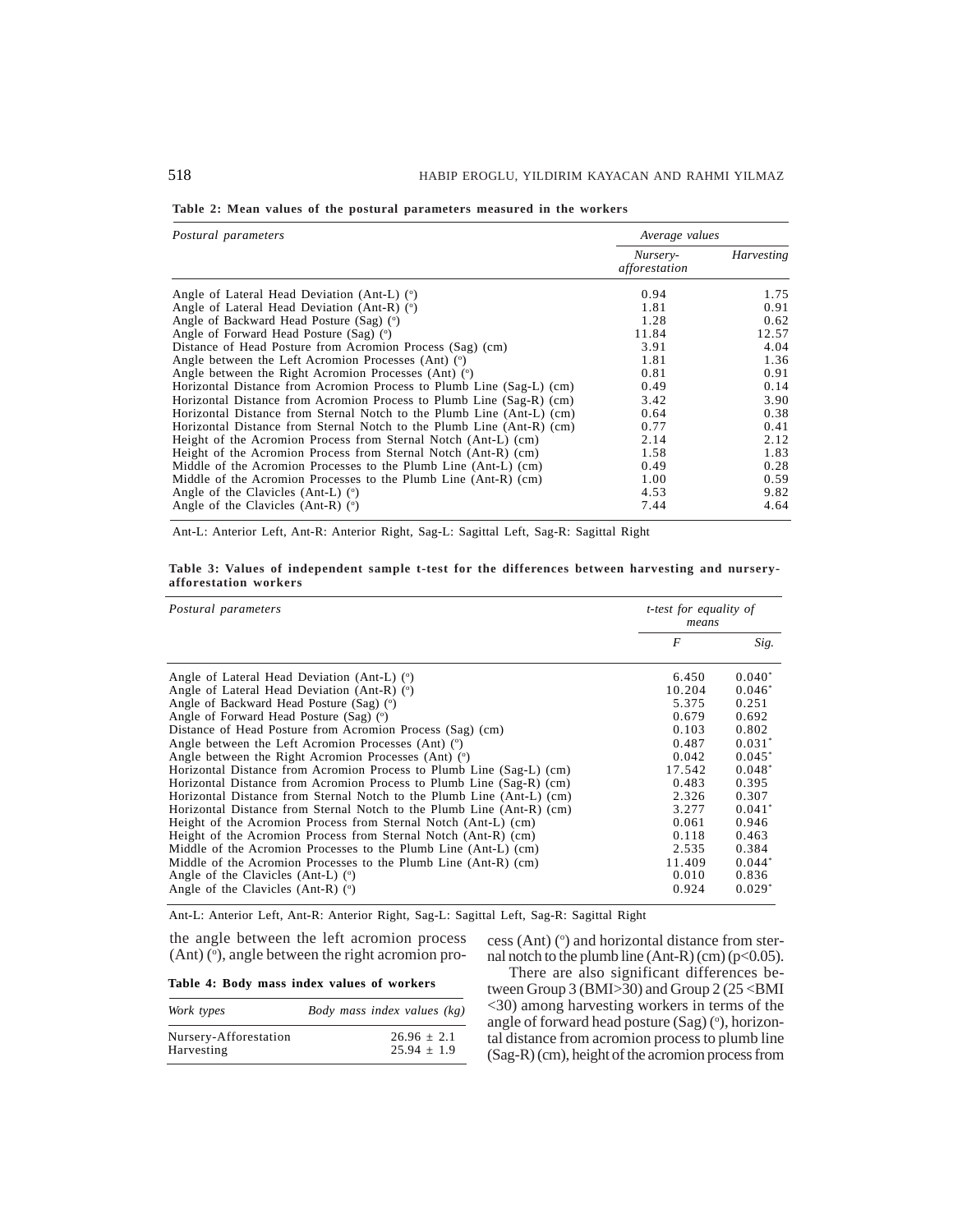**Table 2: Mean values of the postural parameters measured in the workers**

| *Postural parameters* | *Average values* | |
|---|---|---|
| | *Nursery-afforestation* | *Harvesting* |
| Angle of Lateral Head Deviation (Ant-L) (°) | 0.94 | 1.75 |
| Angle of Lateral Head Deviation (Ant-R) (°) | 1.81 | 0.91 |
| Angle of Backward Head Posture (Sag) (°) | 1.28 | 0.62 |
| Angle of Forward Head Posture (Sag) (°) | 11.84 | 12.57 |
| Distance of Head Posture from Acromion Process (Sag) (cm) | 3.91 | 4.04 |
| Angle between the Left Acromion Processes (Ant) (°) | 1.81 | 1.36 |
| Angle between the Right Acromion Processes (Ant) (°) | 0.81 | 0.91 |
| Horizontal Distance from Acromion Process to Plumb Line (Sag-L) (cm) | 0.49 | 0.14 |
| Horizontal Distance from Acromion Process to Plumb Line (Sag-R) (cm) | 3.42 | 3.90 |
| Horizontal Distance from Sternal Notch to the Plumb Line (Ant-L) (cm) | 0.64 | 0.38 |
| Horizontal Distance from Sternal Notch to the Plumb Line (Ant-R) (cm) | 0.77 | 0.41 |
| Height of the Acromion Process from Sternal Notch (Ant-L) (cm) | 2.14 | 2.12 |
| Height of the Acromion Process from Sternal Notch (Ant-R) (cm) | 1.58 | 1.83 |
| Middle of the Acromion Processes to the Plumb Line (Ant-L) (cm) | 0.49 | 0.28 |
| Middle of the Acromion Processes to the Plumb Line (Ant-R) (cm) | 1.00 | 0.59 |
| Angle of the Clavicles (Ant-L) (°) | 4.53 | 9.82 |
| Angle of the Clavicles (Ant-R) (°) | 7.44 | 4.64 |

Ant-L: Anterior Left, Ant-R: Anterior Right, Sag-L: Sagittal Left, Sag-R: Sagittal Right

**Table 3: Values of independent sample t-test for the differences between harvesting and nursery-afforestation workers**

| *Postural parameters* | *t-test for equality of means* | |
|---|---|---|
| | *F* | *Sig.* |
| Angle of Lateral Head Deviation (Ant-L) (°) | 6.450 | 0.040* |
| Angle of Lateral Head Deviation (Ant-R) (°) | 10.204 | 0.046* |
| Angle of Backward Head Posture (Sag) (°) | 5.375 | 0.251 |
| Angle of Forward Head Posture (Sag) (°) | 0.679 | 0.692 |
| Distance of Head Posture from Acromion Process (Sag) (cm) | 0.103 | 0.802 |
| Angle between the Left Acromion Processes (Ant) (°) | 0.487 | 0.031* |
| Angle between the Right Acromion Processes (Ant) (°) | 0.042 | 0.045* |
| Horizontal Distance from Acromion Process to Plumb Line (Sag-L) (cm) | 17.542 | 0.048* |
| Horizontal Distance from Acromion Process to Plumb Line (Sag-R) (cm) | 0.483 | 0.395 |
| Horizontal Distance from Sternal Notch to the Plumb Line (Ant-L) (cm) | 2.326 | 0.307 |
| Horizontal Distance from Sternal Notch to the Plumb Line (Ant-R) (cm) | 3.277 | 0.041* |
| Height of the Acromion Process from Sternal Notch (Ant-L) (cm) | 0.061 | 0.946 |
| Height of the Acromion Process from Sternal Notch (Ant-R) (cm) | 0.118 | 0.463 |
| Middle of the Acromion Processes to the Plumb Line (Ant-L) (cm) | 2.535 | 0.384 |
| Middle of the Acromion Processes to the Plumb Line (Ant-R) (cm) | 11.409 | 0.044* |
| Angle of the Clavicles (Ant-L) (°) | 0.010 | 0.836 |
| Angle of the Clavicles (Ant-R) (°) | 0.924 | 0.029* |

Ant-L: Anterior Left, Ant-R: Anterior Right, Sag-L: Sagittal Left, Sag-R: Sagittal Right

the angle between the left acromion process (Ant) (°), angle between the right acromion process (Ant) (°) and horizontal distance from sternal notch to the plumb line (Ant-R) (cm) ($p<0.05$).

**Table 4: Body mass index values of workers**

| *Work types* | *Body mass index values (kg)* |
|---|---|
| Nursery-Afforestation | 26.96 ± 2.1 |
| Harvesting | 25.94 ± 1.9 |

There are also significant differences between Group 3 (BMI>30) and Group 2 (25 <BMI <30) among harvesting workers in terms of the angle of forward head posture (Sag) (°), horizontal distance from acromion process to plumb line (Sag-R) (cm), height of the acromion process from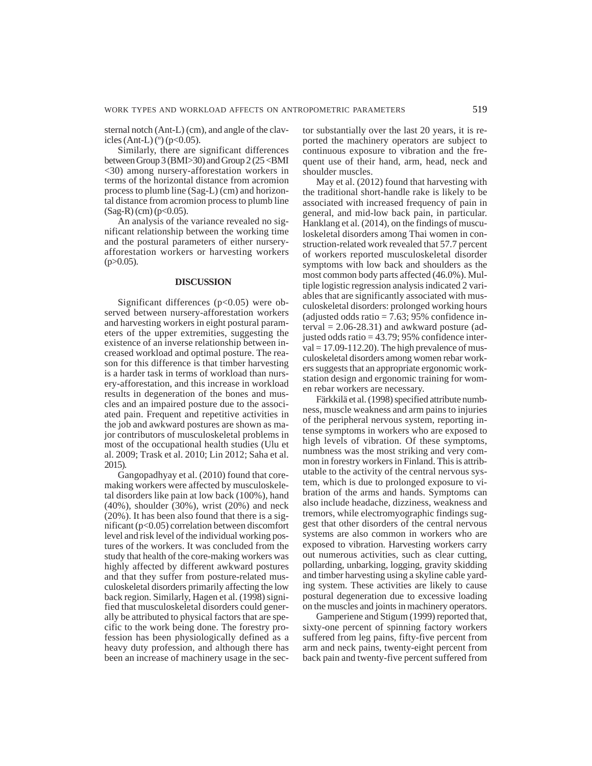sternal notch (Ant-L) (cm), and angle of the clavicles (Ant-L) (°) ($p<0.05$).

Similarly, there are significant differences between Group 3 (BMI>30) and Group 2 (25 <BMI <30) among nursery-afforestation workers in terms of the horizontal distance from acromion process to plumb line (Sag-L) (cm) and horizontal distance from acromion process to plumb line (Sag-R) (cm) ($p<0.05$).

An analysis of the variance revealed no significant relationship between the working time and the postural parameters of either nursery-afforestation workers or harvesting workers ($p>0.05$).

## DISCUSSION

Significant differences ($p<0.05$) were observed between nursery-afforestation workers and harvesting workers in eight postural parameters of the upper extremities, suggesting the existence of an inverse relationship between increased workload and optimal posture. The reason for this difference is that timber harvesting is a harder task in terms of workload than nursery-afforestation, and this increase in workload results in degeneration of the bones and muscles and an impaired posture due to the associated pain. Frequent and repetitive activities in the job and awkward postures are shown as major contributors of musculoskeletal problems in most of the occupational health studies (Ulu et al. 2009; Trask et al. 2010; Lin 2012; Saha et al. 2015).

Gangopadhyay et al. (2010) found that core-making workers were affected by musculoskeletal disorders like pain at low back (100%), hand (40%), shoulder (30%), wrist (20%) and neck (20%). It has been also found that there is a significant ($p<0.05$) correlation between discomfort level and risk level of the individual working postures of the workers. It was concluded from the study that health of the core-making workers was highly affected by different awkward postures and that they suffer from posture-related musculoskeletal disorders primarily affecting the low back region. Similarly, Hagen et al. (1998) signified that musculoskeletal disorders could generally be attributed to physical factors that are specific to the work being done. The forestry profession has been physiologically defined as a heavy duty profession, and although there has been an increase of machinery usage in the sector substantially over the last 20 years, it is reported the machinery operators are subject to continuous exposure to vibration and the frequent use of their hand, arm, head, neck and shoulder muscles.

May et al. (2012) found that harvesting with the traditional short-handle rake is likely to be associated with increased frequency of pain in general, and mid-low back pain, in particular. Hanklang et al. (2014), on the findings of musculoskeletal disorders among Thai women in construction-related work revealed that 57.7 percent of workers reported musculoskeletal disorder symptoms with low back and shoulders as the most common body parts affected (46.0%). Multiple logistic regression analysis indicated 2 variables that are significantly associated with musculoskeletal disorders: prolonged working hours (adjusted odds ratio = 7.63; 95% confidence interval = 2.06-28.31) and awkward posture (adjusted odds ratio = 43.79; 95% confidence interval = 17.09-112.20). The high prevalence of musculoskeletal disorders among women rebar workers suggests that an appropriate ergonomic workstation design and ergonomic training for women rebar workers are necessary.

Färkkilä et al. (1998) specified attribute numbness, muscle weakness and arm pains to injuries of the peripheral nervous system, reporting intense symptoms in workers who are exposed to high levels of vibration. Of these symptoms, numbness was the most striking and very common in forestry workers in Finland. This is attributable to the activity of the central nervous system, which is due to prolonged exposure to vibration of the arms and hands. Symptoms can also include headache, dizziness, weakness and tremors, while electromyographic findings suggest that other disorders of the central nervous systems are also common in workers who are exposed to vibration. Harvesting workers carry out numerous activities, such as clear cutting, pollarding, unbarking, logging, gravity skidding and timber harvesting using a skyline cable yarding system. These activities are likely to cause postural degeneration due to excessive loading on the muscles and joints in machinery operators.

Gamperiene and Stigum (1999) reported that, sixty-one percent of spinning factory workers suffered from leg pains, fifty-five percent from arm and neck pains, twenty-eight percent from back pain and twenty-five percent suffered from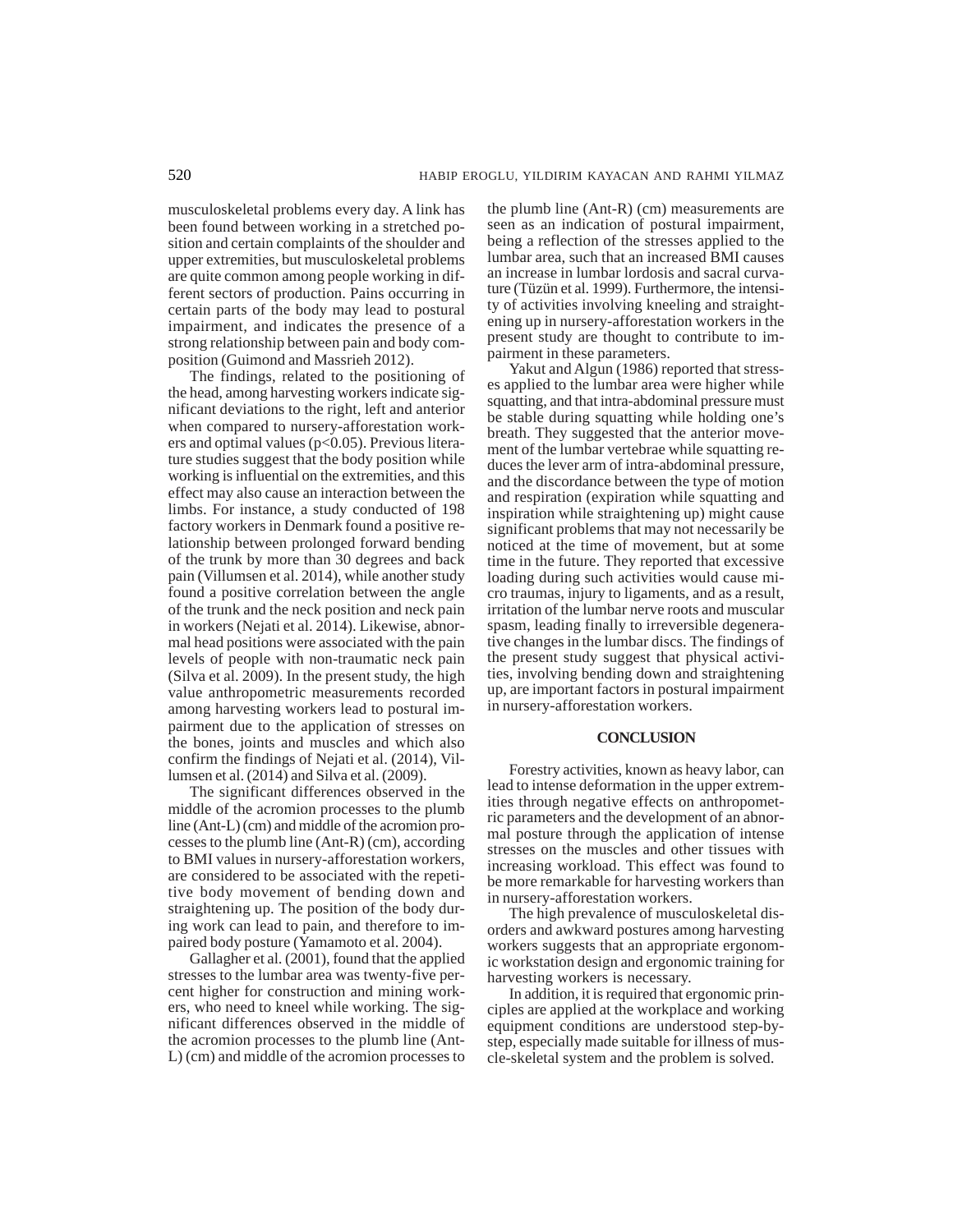musculoskeletal problems every day. A link has been found between working in a stretched position and certain complaints of the shoulder and upper extremities, but musculoskeletal problems are quite common among people working in different sectors of production. Pains occurring in certain parts of the body may lead to postural impairment, and indicates the presence of a strong relationship between pain and body composition (Guimond and Massrieh 2012).

The findings, related to the positioning of the head, among harvesting workers indicate significant deviations to the right, left and anterior when compared to nursery-afforestation workers and optimal values ($p<0.05$). Previous literature studies suggest that the body position while working is influential on the extremities, and this effect may also cause an interaction between the limbs. For instance, a study conducted of 198 factory workers in Denmark found a positive relationship between prolonged forward bending of the trunk by more than 30 degrees and back pain (Villumsen et al. 2014), while another study found a positive correlation between the angle of the trunk and the neck position and neck pain in workers (Nejati et al. 2014). Likewise, abnormal head positions were associated with the pain levels of people with non-traumatic neck pain (Silva et al. 2009). In the present study, the high value anthropometric measurements recorded among harvesting workers lead to postural impairment due to the application of stresses on the bones, joints and muscles and which also confirm the findings of Nejati et al. (2014), Villumsen et al. (2014) and Silva et al. (2009).

The significant differences observed in the middle of the acromion processes to the plumb line (Ant-L) (cm) and middle of the acromion processes to the plumb line (Ant-R) (cm), according to BMI values in nursery-afforestation workers, are considered to be associated with the repetitive body movement of bending down and straightening up. The position of the body during work can lead to pain, and therefore to impaired body posture (Yamamoto et al. 2004).

Gallagher et al. (2001), found that the applied stresses to the lumbar area was twenty-five percent higher for construction and mining workers, who need to kneel while working. The significant differences observed in the middle of the acromion processes to the plumb line (Ant-L) (cm) and middle of the acromion processes to the plumb line (Ant-R) (cm) measurements are seen as an indication of postural impairment, being a reflection of the stresses applied to the lumbar area, such that an increased BMI causes an increase in lumbar lordosis and sacral curvature (Tüzün et al. 1999). Furthermore, the intensity of activities involving kneeling and straightening up in nursery-afforestation workers in the present study are thought to contribute to impairment in these parameters.

Yakut and Algun (1986) reported that stresses applied to the lumbar area were higher while squatting, and that intra-abdominal pressure must be stable during squatting while holding one's breath. They suggested that the anterior movement of the lumbar vertebrae while squatting reduces the lever arm of intra-abdominal pressure, and the discordance between the type of motion and respiration (expiration while squatting and inspiration while straightening up) might cause significant problems that may not necessarily be noticed at the time of movement, but at some time in the future. They reported that excessive loading during such activities would cause micro traumas, injury to ligaments, and as a result, irritation of the lumbar nerve roots and muscular spasm, leading finally to irreversible degenerative changes in the lumbar discs. The findings of the present study suggest that physical activities, involving bending down and straightening up, are important factors in postural impairment in nursery-afforestation workers.

## CONCLUSION

Forestry activities, known as heavy labor, can lead to intense deformation in the upper extremities through negative effects on anthropometric parameters and the development of an abnormal posture through the application of intense stresses on the muscles and other tissues with increasing workload. This effect was found to be more remarkable for harvesting workers than in nursery-afforestation workers.

The high prevalence of musculoskeletal disorders and awkward postures among harvesting workers suggests that an appropriate ergonomic workstation design and ergonomic training for harvesting workers is necessary.

In addition, it is required that ergonomic principles are applied at the workplace and working equipment conditions are understood step-by-step, especially made suitable for illness of muscle-skeletal system and the problem is solved.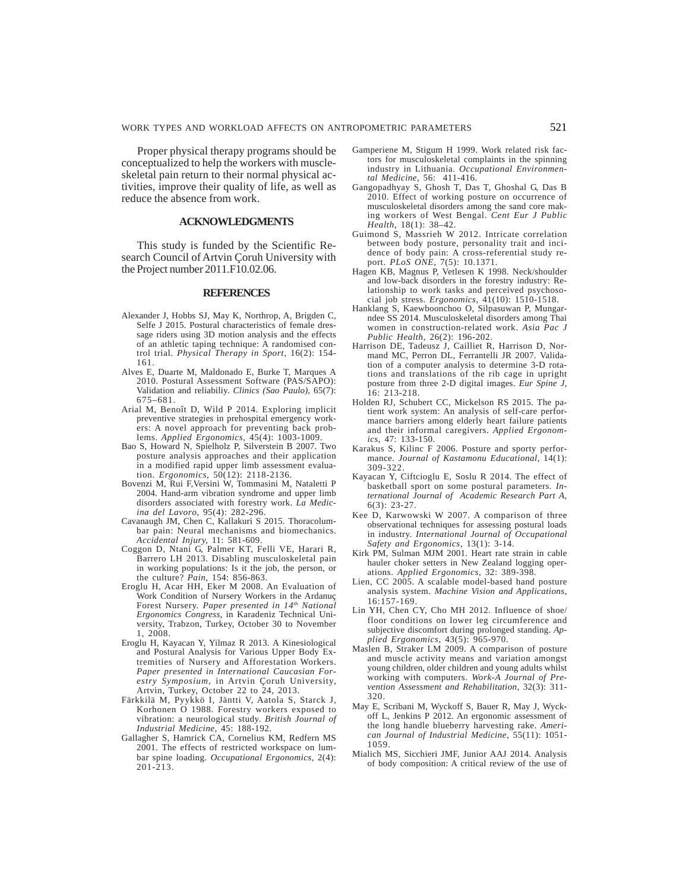Proper physical therapy programs should be conceptualized to help the workers with muscle-skeletal pain return to their normal physical activities, improve their quality of life, as well as reduce the absence from work.

## ACKNOWLEDGMENTS

This study is funded by the Scientific Research Council of Artvin Çoruh University with the Project number 2011.F10.02.06.

## REFERENCES

Alexander J, Hobbs SJ, May K, Northrop, A, Brigden C, Selfe J 2015. Postural characteristics of female dressage riders using 3D motion analysis and the effects of an athletic taping technique: A randomised control trial. *Physical Therapy in Sport*, 16(2): 154-161.

Alves E, Duarte M, Maldonado E, Burke T, Marques A 2010. Postural Assessment Software (PAS/SAPO): Validation and reliabiliy. *Clinics (Sao Paulo)*, 65(7): 675–681.

Arial M, Benoît D, Wild P 2014. Exploring implicit preventive strategies in prehospital emergency workers: A novel approach for preventing back problems. *Applied Ergonomics*, 45(4): 1003-1009.

Bao S, Howard N, Spielholz P, Silverstein B 2007. Two posture analysis approaches and their application in a modified rapid upper limb assessment evaluation. *Ergonomics*, 50(12): 2118-2136.

Bovenzi M, Rui F,Versini W, Tommasini M, Nataletti P 2004. Hand-arm vibration syndrome and upper limb disorders associated with forestry work. *La Medicina del Lavoro*, 95(4): 282-296.

Cavanaugh JM, Chen C, Kallakuri S 2015. Thoracolumbar pain: Neural mechanisms and biomechanics. *Accidental Injury*, 11: 581-609.

Coggon D, Ntani G, Palmer KT, Felli VE, Harari R, Barrero LH 2013. Disabling musculoskeletal pain in working populations: Is it the job, the person, or the culture? *Pain*, 154: 856-863.

Eroglu H, Acar HH, Eker M 2008. An Evaluation of Work Condition of Nursery Workers in the Ardanuç Forest Nursery. *Paper presented in 14th National Ergonomics Congress*, in Karadeniz Technical University, Trabzon, Turkey, October 30 to November 1, 2008.

Eroglu H, Kayacan Y, Yilmaz R 2013. A Kinesiological and Postural Analysis for Various Upper Body Extremities of Nursery and Afforestation Workers. *Paper presented in International Caucasian Forestry Symposium*, in Artvin Çoruh University, Artvin, Turkey, October 22 to 24, 2013.

Färkkilä M, Pyykkö I, Jäntti V, Aatola S, Starck J, Korhonen O 1988. Forestry workers exposed to vibration: a neurological study. *British Journal of Industrial Medicine*, 45: 188-192.

Gallagher S, Hamrick CA, Cornelius KM, Redfern MS 2001. The effects of restricted workspace on lumbar spine loading. *Occupational Ergonomics*, 2(4): 201-213.

Gamperiene M, Stigum H 1999. Work related risk factors for musculoskeletal complaints in the spinning industry in Lithuania. *Occupational Environmental Medicine*, 56: 411-416.

Gangopadhyay S, Ghosh T, Das T, Ghoshal G, Das B 2010. Effect of working posture on occurrence of musculoskeletal disorders among the sand core making workers of West Bengal. *Cent Eur J Public Health*, 18(1): 38–42.

Guimond S, Massrieh W 2012. Intricate correlation between body posture, personality trait and incidence of body pain: A cross-referential study report. *PLoS ONE*, 7(5): 10.1371.

Hagen KB, Magnus P, Vetlesen K 1998. Neck/shoulder and low-back disorders in the forestry industry: Relationship to work tasks and perceived psychosocial job stress. *Ergonomics*, 41(10): 1510-1518.

Hanklang S, Kaewboonchoo O, Silpasuwan P, Mungarndee SS 2014. Musculoskeletal disorders among Thai women in construction-related work. *Asia Pac J Public Health*, 26(2): 196-202.

Harrison DE, Tadeusz J, Cailliet R, Harrison D, Normand MC, Perron DL, Ferrantelli JR 2007. Validation of a computer analysis to determine 3-D rotations and translations of the rib cage in upright posture from three 2-D digital images. *Eur Spine J*, 16: 213-218.

Holden RJ, Schubert CC, Mickelson RS 2015. The patient work system: An analysis of self-care performance barriers among elderly heart failure patients and their informal caregivers. *Applied Ergonomics*, 47: 133-150.

Karakus S, Kilinc F 2006. Posture and sporty performance. *Journal of Kastamonu Educational*, 14(1): 309-322.

Kayacan Y, Ciftcioglu E, Soslu R 2014. The effect of basketball sport on some postural parameters. *International Journal of Academic Research Part A*, 6(3): 23-27.

Kee D, Karwowski W 2007. A comparison of three observational techniques for assessing postural loads in industry. *International Journal of Occupational Safety and Ergonomics*, 13(1): 3-14.

Kirk PM, Sulman MJM 2001. Heart rate strain in cable hauler choker setters in New Zealand logging operations. *Applied Ergonomics*, 32: 389-398.

Lien, CC 2005. A scalable model-based hand posture analysis system. *Machine Vision and Applications*, 16:157-169.

Lin YH, Chen CY, Cho MH 2012. Influence of shoe/floor conditions on lower leg circumference and subjective discomfort during prolonged standing. *Applied Ergonomics*, 43(5): 965-970.

Maslen B, Straker LM 2009. A comparison of posture and muscle activity means and variation amongst young children, older children and young adults whilst working with computers. *Work-A Journal of Prevention Assessment and Rehabilitation*, 32(3): 311-320.

May E, Scribani M, Wyckoff S, Bauer R, May J, Wyckoff L, Jenkins P 2012. An ergonomic assessment of the long handle blueberry harvesting rake. *American Journal of Industrial Medicine*, 55(11): 1051-1059.

Mialich MS, Sicchieri JMF, Junior AAJ 2014. Analysis of body composition: A critical review of the use of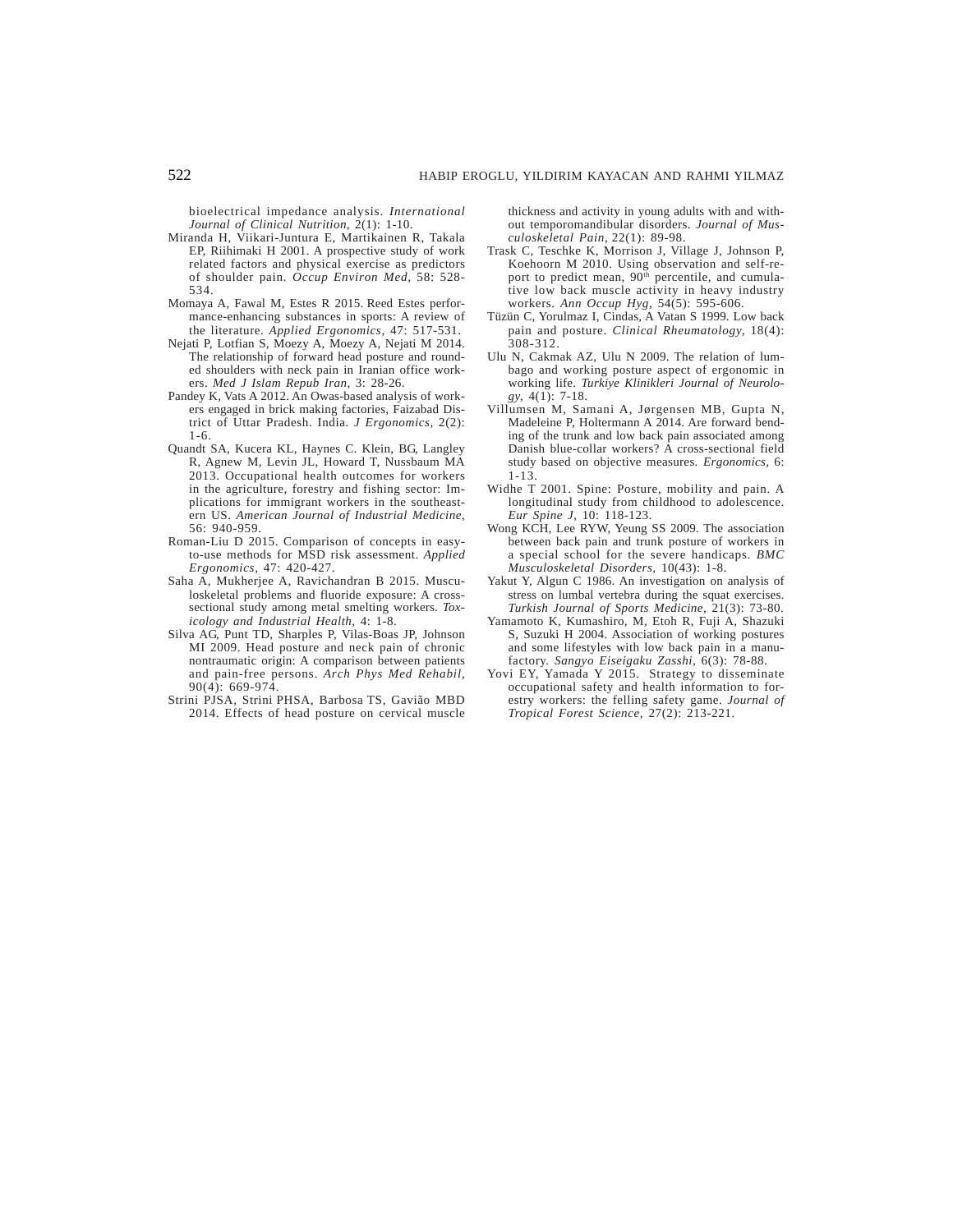bioelectrical impedance analysis. *International Journal of Clinical Nutrition,* 2(1): 1-10.

Miranda H, Viikari-Juntura E, Martikainen R, Takala EP, Riihimaki H 2001. A prospective study of work related factors and physical exercise as predictors of shoulder pain. *Occup Environ Med,* 58: 528-534.

Momaya A, Fawal M, Estes R 2015. Reed Estes performance-enhancing substances in sports: A review of the literature. *Applied Ergonomics,* 47: 517-531.

Nejati P, Lotfian S, Moezy A, Moezy A, Nejati M 2014. The relationship of forward head posture and rounded shoulders with neck pain in Iranian office workers. *Med J Islam Repub Iran,* 3: 28-26.

Pandey K, Vats A 2012. An Owas-based analysis of workers engaged in brick making factories, Faizabad District of Uttar Pradesh. India. *J Ergonomics,* 2(2): 1-6.

Quandt SA, Kucera KL, Haynes C. Klein, BG, Langley R, Agnew M, Levin JL, Howard T, Nussbaum MA 2013. Occupational health outcomes for workers in the agriculture, forestry and fishing sector: Implications for immigrant workers in the southeastern US. *American Journal of Industrial Medicine,* 56: 940-959.

Roman-Liu D 2015. Comparison of concepts in easy-to-use methods for MSD risk assessment. *Applied Ergonomics,* 47: 420-427.

Saha A, Mukherjee A, Ravichandran B 2015. Musculoskeletal problems and fluoride exposure: A cross-sectional study among metal smelting workers. *Toxicology and Industrial Health,* 4: 1-8.

Silva AG, Punt TD, Sharples P, Vilas-Boas JP, Johnson MI 2009. Head posture and neck pain of chronic nontraumatic origin: A comparison between patients and pain-free persons. *Arch Phys Med Rehabil,* 90(4): 669-974.

Strini PJSA, Strini PHSA, Barbosa TS, Gavião MBD 2014. Effects of head posture on cervical muscle thickness and activity in young adults with and without temporomandibular disorders. *Journal of Musculoskeletal Pain,* 22(1): 89-98.

Trask C, Teschke K, Morrison J, Village J, Johnson P, Koehoorn M 2010. Using observation and self-report to predict mean, 90th percentile, and cumulative low back muscle activity in heavy industry workers. *Ann Occup Hyg,* 54(5): 595-606.

Tüzün C, Yorulmaz I, Cindas, A Vatan S 1999. Low back pain and posture. *Clinical Rheumatology,* 18(4): 308-312.

Ulu N, Cakmak AZ, Ulu N 2009. The relation of lumbago and working posture aspect of ergonomic in working life. *Turkiye Klinikleri Journal of Neurology,* 4(1): 7-18.

Villumsen M, Samani A, Jørgensen MB, Gupta N, Madeleine P, Holtermann A 2014. Are forward bending of the trunk and low back pain associated among Danish blue-collar workers? A cross-sectional field study based on objective measures. *Ergonomics,* 6: 1-13.

Widhe T 2001. Spine: Posture, mobility and pain. A longitudinal study from childhood to adolescence. *Eur Spine J,* 10: 118-123.

Wong KCH, Lee RYW, Yeung SS 2009. The association between back pain and trunk posture of workers in a special school for the severe handicaps. *BMC Musculoskeletal Disorders,* 10(43): 1-8.

Yakut Y, Algun C 1986. An investigation on analysis of stress on lumbal vertebra during the squat exercises. *Turkish Journal of Sports Medicine,* 21(3): 73-80.

Yamamoto K, Kumashiro, M, Etoh R, Fuji A, Shazuki S, Suzuki H 2004. Association of working postures and some lifestyles with low back pain in a manufactory. *Sangyo Eiseigaku Zasshi,* 6(3): 78-88.

Yovi EY, Yamada Y 2015. Strategy to disseminate occupational safety and health information to forestry workers: the felling safety game. *Journal of Tropical Forest Science,* 27(2): 213-221.